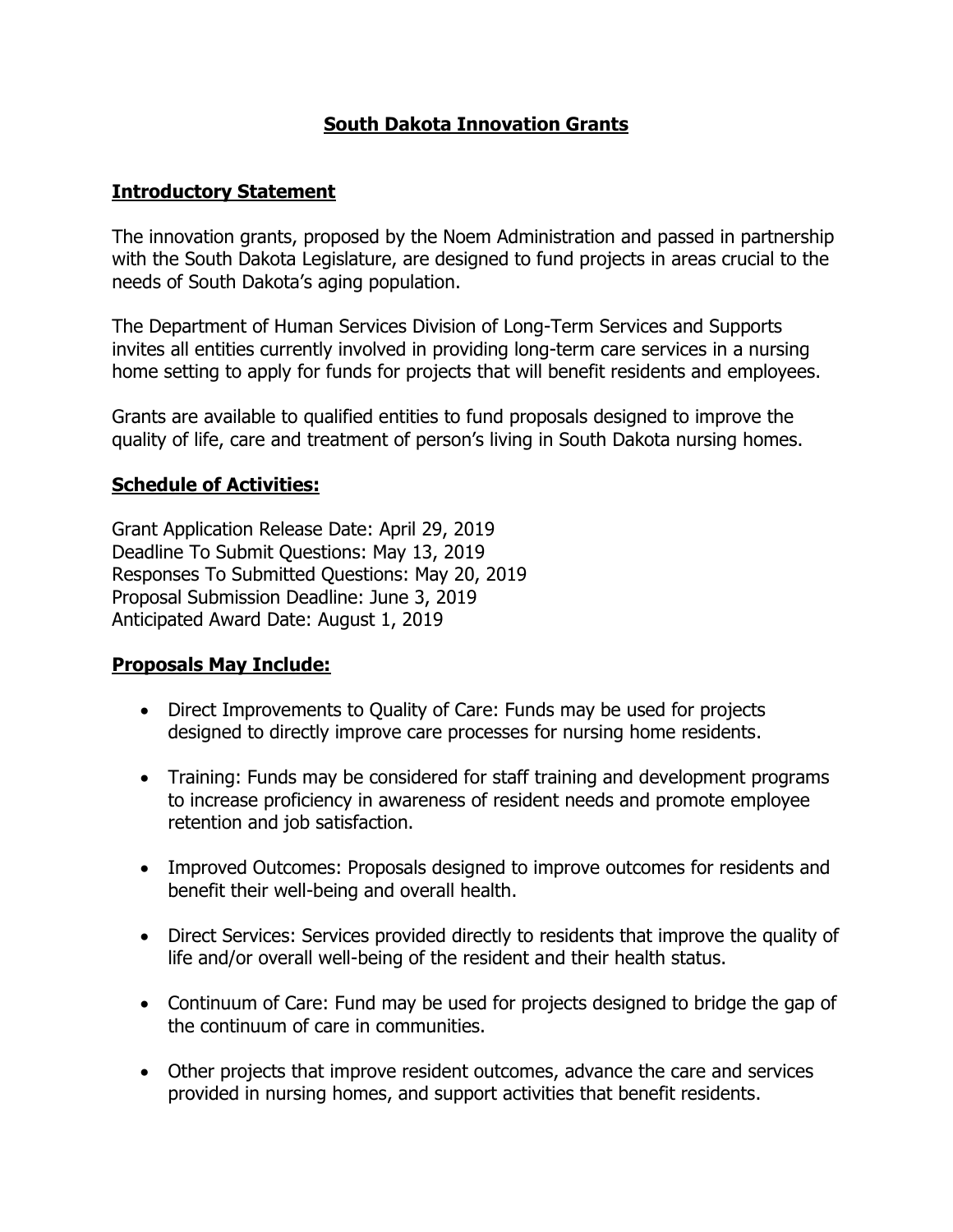# South Dakota Innovation Grants

## Introductory Statement

The innovation grants, proposed by the Noem Administration and passed in partnership with the South Dakota Legislature, are designed to fund projects in areas crucial to the needs of South Dakota's aging population.

The Department of Human Services Division of Long-Term Services and Supports invites all entities currently involved in providing long-term care services in a nursing home setting to apply for funds for projects that will benefit residents and employees.

Grants are available to qualified entities to fund proposals designed to improve the quality of life, care and treatment of person's living in South Dakota nursing homes.

## Schedule of Activities:

Grant Application Release Date: April 29, 2019
Deadline To Submit Questions: May 13, 2019
Responses To Submitted Questions: May 20, 2019
Proposal Submission Deadline: June 3, 2019
Anticipated Award Date: August 1, 2019

## Proposals May Include:

- Direct Improvements to Quality of Care: Funds may be used for projects designed to directly improve care processes for nursing home residents.
- Training: Funds may be considered for staff training and development programs to increase proficiency in awareness of resident needs and promote employee retention and job satisfaction.
- Improved Outcomes: Proposals designed to improve outcomes for residents and benefit their well-being and overall health.
- Direct Services: Services provided directly to residents that improve the quality of life and/or overall well-being of the resident and their health status.
- Continuum of Care: Fund may be used for projects designed to bridge the gap of the continuum of care in communities.
- Other projects that improve resident outcomes, advance the care and services provided in nursing homes, and support activities that benefit residents.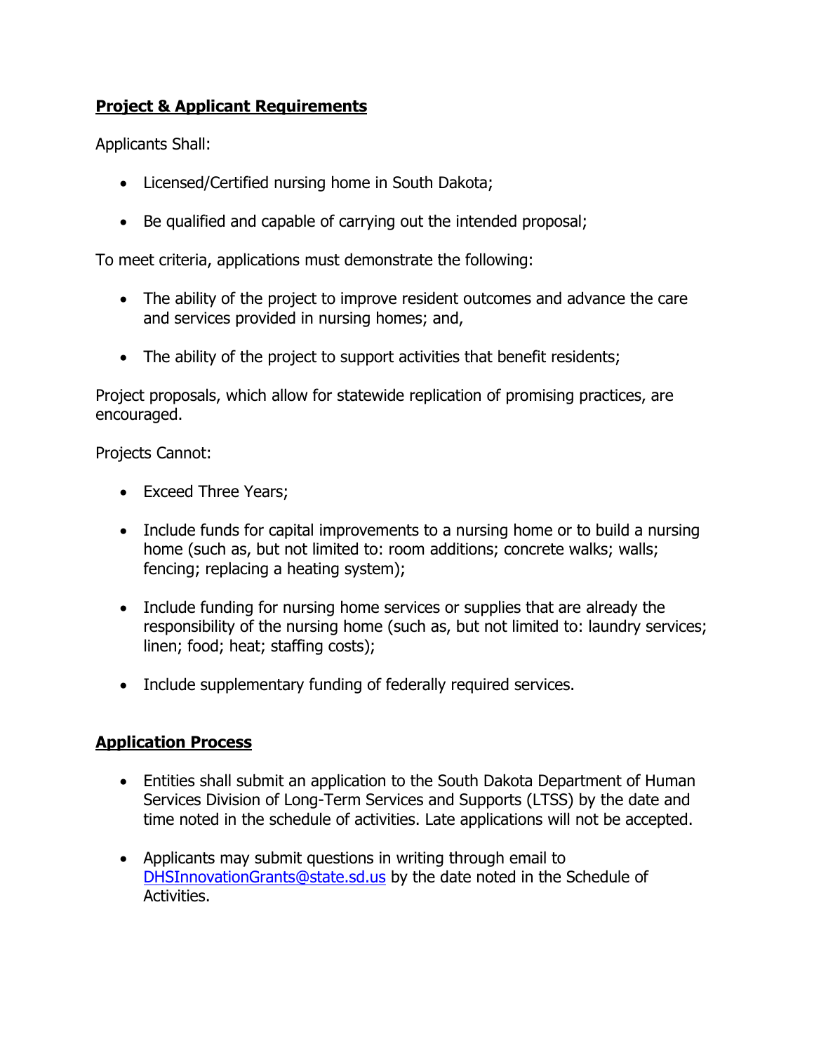## **Project & Applicant Requirements**

Applicants Shall:

- Licensed/Certified nursing home in South Dakota;
- Be qualified and capable of carrying out the intended proposal;

To meet criteria, applications must demonstrate the following:

- The ability of the project to improve resident outcomes and advance the care and services provided in nursing homes; and,
- The ability of the project to support activities that benefit residents;

Project proposals, which allow for statewide replication of promising practices, are encouraged.

Projects Cannot:

- Exceed Three Years;
- Include funds for capital improvements to a nursing home or to build a nursing home (such as, but not limited to: room additions; concrete walks; walls; fencing; replacing a heating system);
- Include funding for nursing home services or supplies that are already the responsibility of the nursing home (such as, but not limited to: laundry services; linen; food; heat; staffing costs);
- Include supplementary funding of federally required services.

## **Application Process**

- Entities shall submit an application to the South Dakota Department of Human Services Division of Long-Term Services and Supports (LTSS) by the date and time noted in the schedule of activities. Late applications will not be accepted.
- Applicants may submit questions in writing through email to DHSInnovationGrants@state.sd.us by the date noted in the Schedule of Activities.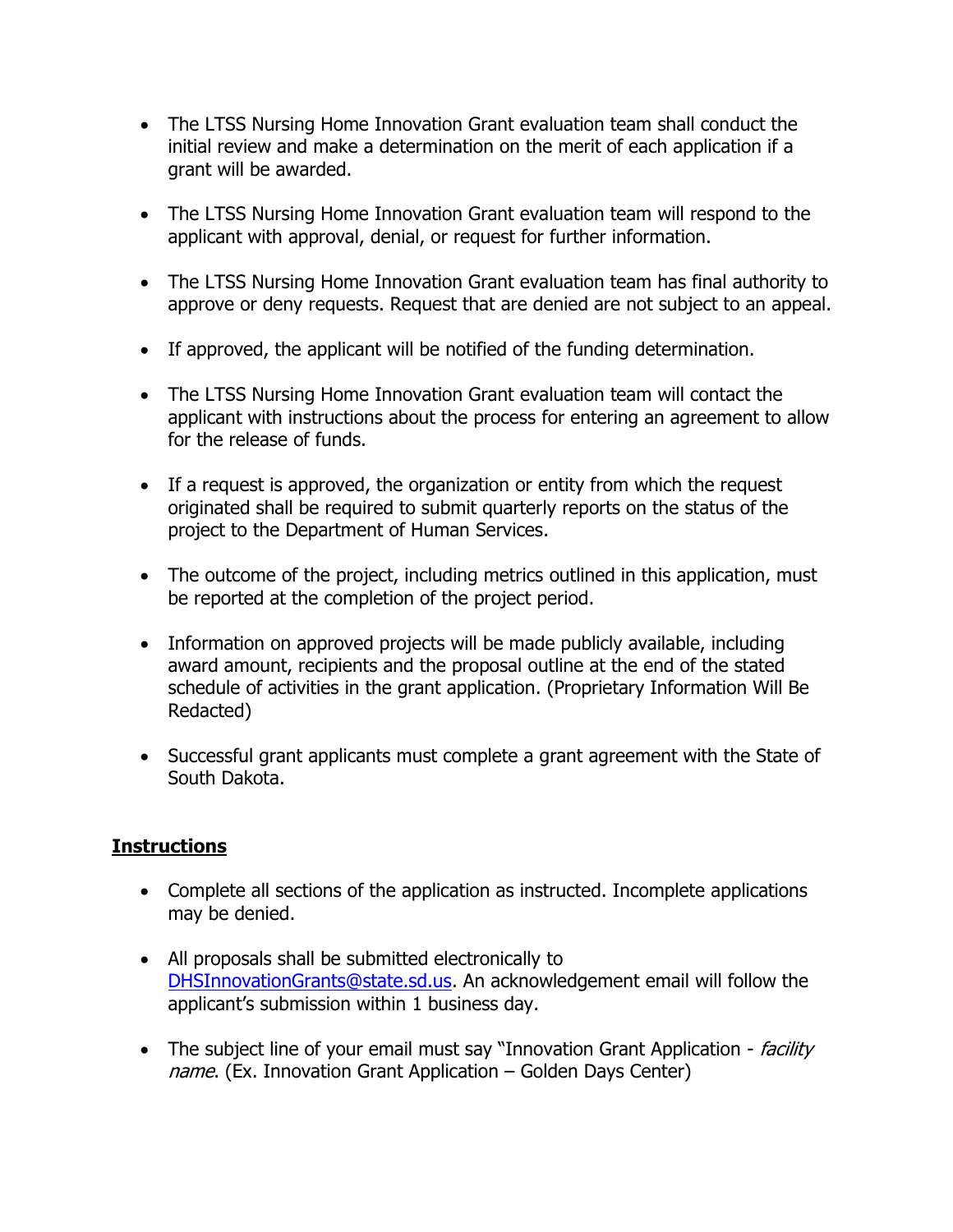- The LTSS Nursing Home Innovation Grant evaluation team shall conduct the initial review and make a determination on the merit of each application if a grant will be awarded.

- The LTSS Nursing Home Innovation Grant evaluation team will respond to the applicant with approval, denial, or request for further information.

- The LTSS Nursing Home Innovation Grant evaluation team has final authority to approve or deny requests. Request that are denied are not subject to an appeal.

- If approved, the applicant will be notified of the funding determination.

- The LTSS Nursing Home Innovation Grant evaluation team will contact the applicant with instructions about the process for entering an agreement to allow for the release of funds.

- If a request is approved, the organization or entity from which the request originated shall be required to submit quarterly reports on the status of the project to the Department of Human Services.

- The outcome of the project, including metrics outlined in this application, must be reported at the completion of the project period.

- Information on approved projects will be made publicly available, including award amount, recipients and the proposal outline at the end of the stated schedule of activities in the grant application. (Proprietary Information Will Be Redacted)

- Successful grant applicants must complete a grant agreement with the State of South Dakota.

## **Instructions**

- Complete all sections of the application as instructed. Incomplete applications may be denied.

- All proposals shall be submitted electronically to [DHSInnovationGrants@state.sd.us](mailto:DHSInnovationGrants@state.sd.us). An acknowledgement email will follow the applicant's submission within 1 business day.

- The subject line of your email must say "Innovation Grant Application - *facility name*. (Ex. Innovation Grant Application – Golden Days Center)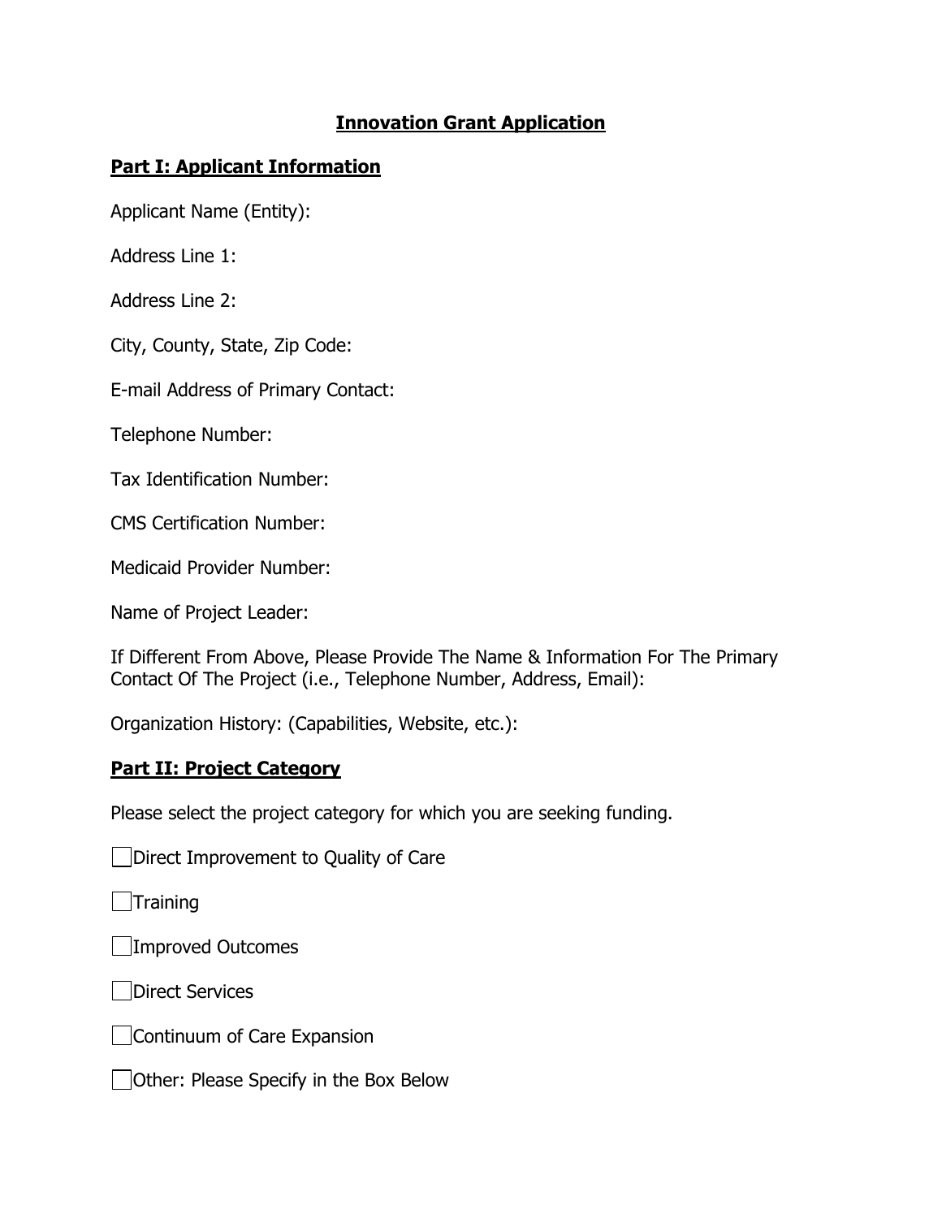# Innovation Grant Application

## Part I: Applicant Information

Applicant Name (Entity):

Address Line 1:

Address Line 2:

City, County, State, Zip Code:

E-mail Address of Primary Contact:

Telephone Number:

Tax Identification Number:

CMS Certification Number:

Medicaid Provider Number:

Name of Project Leader:

If Different From Above, Please Provide The Name & Information For The Primary Contact Of The Project (i.e., Telephone Number, Address, Email):

Organization History: (Capabilities, Website, etc.):

## Part II: Project Category

Please select the project category for which you are seeking funding.

- [ ] Direct Improvement to Quality of Care
- [ ] Training
- [ ] Improved Outcomes
- [ ] Direct Services
- [ ] Continuum of Care Expansion
- [ ] Other: Please Specify in the Box Below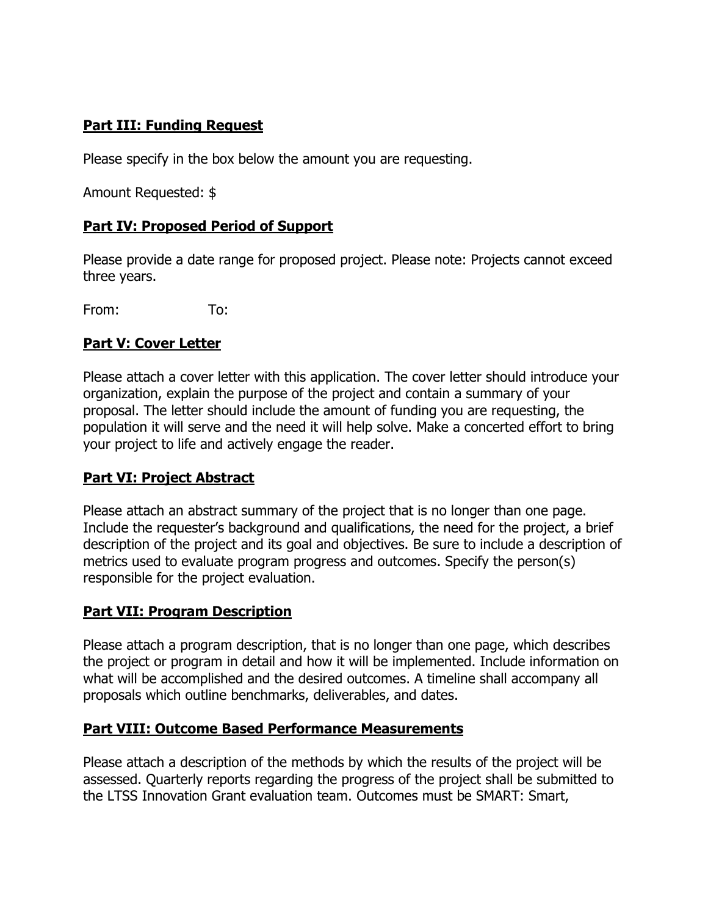**Part III: Funding Request**

Please specify in the box below the amount you are requesting.

Amount Requested: $

**Part IV: Proposed Period of Support**

Please provide a date range for proposed project. Please note: Projects cannot exceed three years.

From: To:

**Part V: Cover Letter**

Please attach a cover letter with this application. The cover letter should introduce your organization, explain the purpose of the project and contain a summary of your proposal. The letter should include the amount of funding you are requesting, the population it will serve and the need it will help solve. Make a concerted effort to bring your project to life and actively engage the reader.

**Part VI: Project Abstract**

Please attach an abstract summary of the project that is no longer than one page. Include the requester's background and qualifications, the need for the project, a brief description of the project and its goal and objectives. Be sure to include a description of metrics used to evaluate program progress and outcomes. Specify the person(s) responsible for the project evaluation.

**Part VII: Program Description**

Please attach a program description, that is no longer than one page, which describes the project or program in detail and how it will be implemented. Include information on what will be accomplished and the desired outcomes. A timeline shall accompany all proposals which outline benchmarks, deliverables, and dates.

**Part VIII: Outcome Based Performance Measurements**

Please attach a description of the methods by which the results of the project will be assessed. Quarterly reports regarding the progress of the project shall be submitted to the LTSS Innovation Grant evaluation team. Outcomes must be SMART: Smart,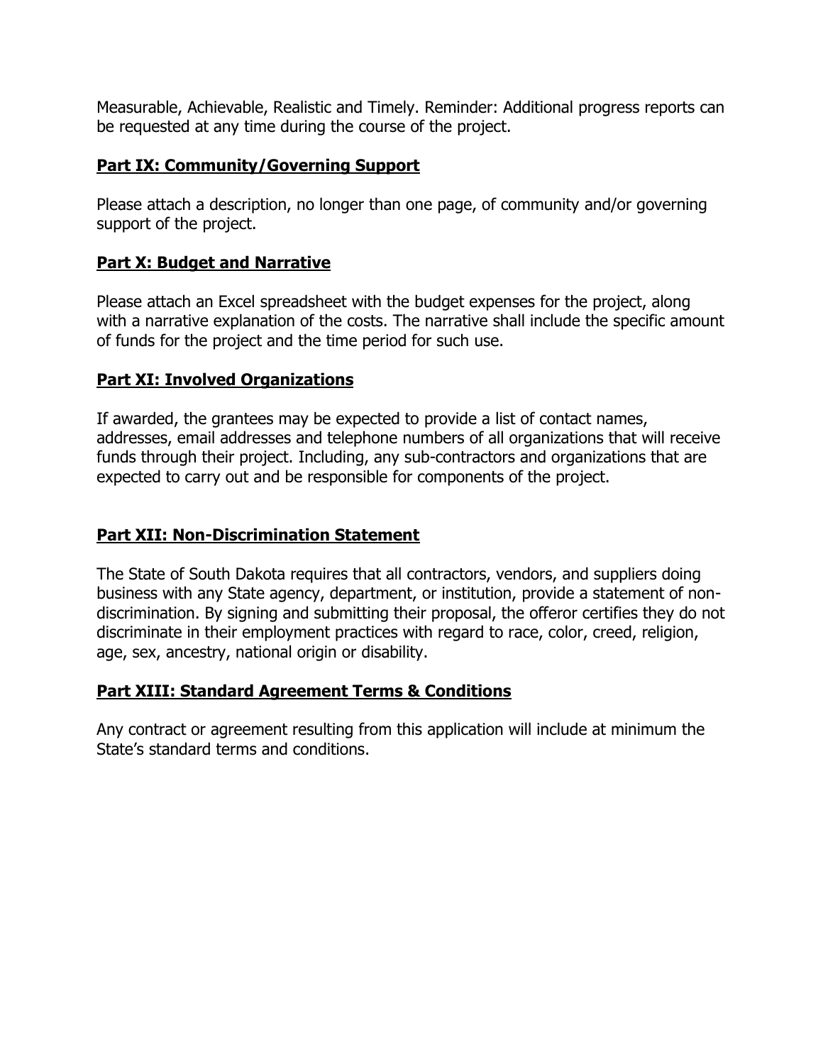Measurable, Achievable, Realistic and Timely. Reminder: Additional progress reports can be requested at any time during the course of the project.

## **Part IX: Community/Governing Support**

Please attach a description, no longer than one page, of community and/or governing support of the project.

## **Part X: Budget and Narrative**

Please attach an Excel spreadsheet with the budget expenses for the project, along with a narrative explanation of the costs. The narrative shall include the specific amount of funds for the project and the time period for such use.

## **Part XI: Involved Organizations**

If awarded, the grantees may be expected to provide a list of contact names, addresses, email addresses and telephone numbers of all organizations that will receive funds through their project. Including, any sub-contractors and organizations that are expected to carry out and be responsible for components of the project.

## **Part XII: Non-Discrimination Statement**

The State of South Dakota requires that all contractors, vendors, and suppliers doing business with any State agency, department, or institution, provide a statement of non-discrimination. By signing and submitting their proposal, the offeror certifies they do not discriminate in their employment practices with regard to race, color, creed, religion, age, sex, ancestry, national origin or disability.

## **Part XIII: Standard Agreement Terms & Conditions**

Any contract or agreement resulting from this application will include at minimum the State's standard terms and conditions.